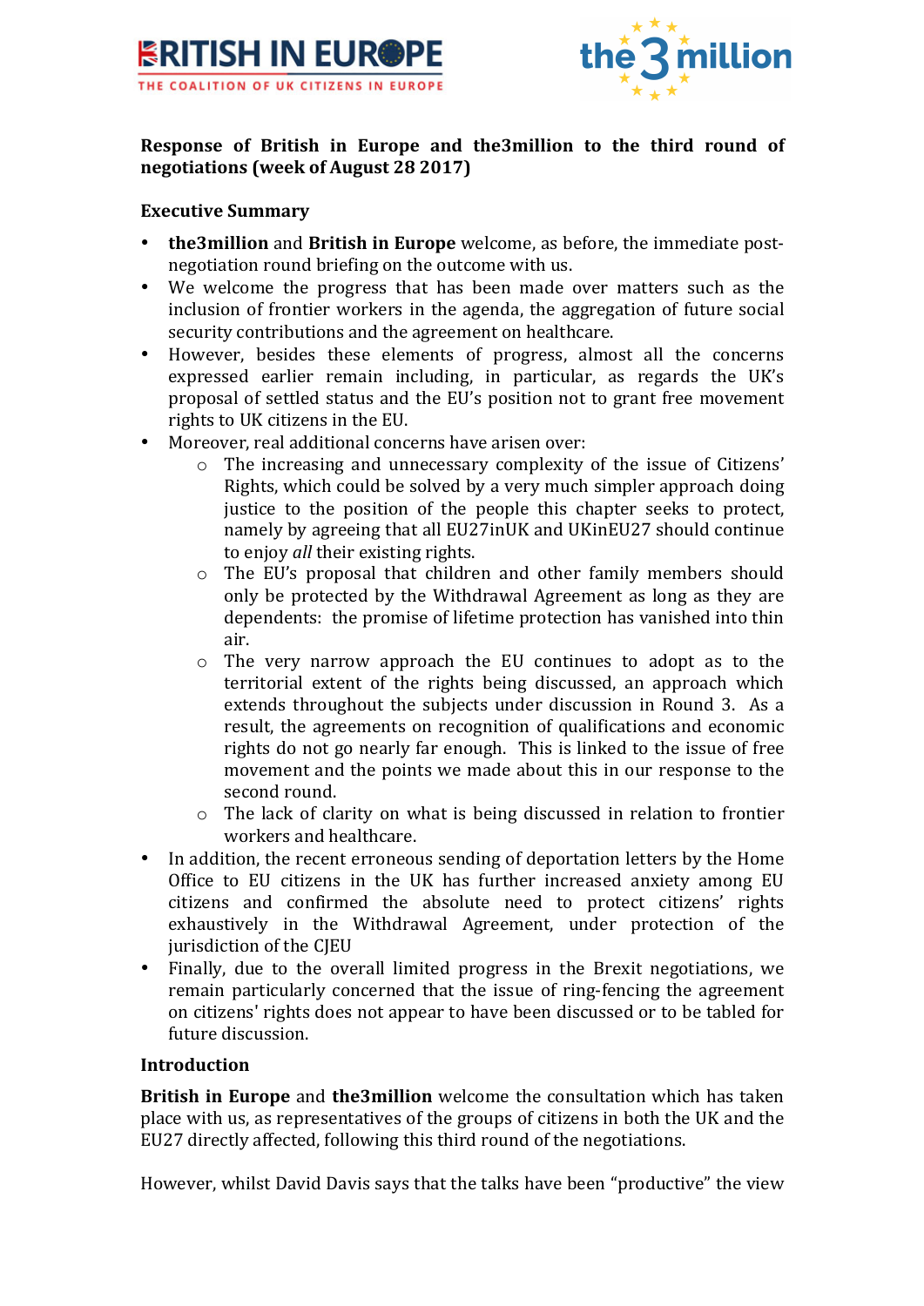**Response of British in Europe and the3million to the third round of negotiations (week of August 28 2017)**

**Executive Summary**

- **the3million** and **British in Europe** welcome, as before, the immediate post-negotiation round briefing on the outcome with us.
- We welcome the progress that has been made over matters such as the inclusion of frontier workers in the agenda, the aggregation of future social security contributions and the agreement on healthcare.
- However, besides these elements of progress, almost all the concerns expressed earlier remain including, in particular, as regards the UK's proposal of settled status and the EU's position not to grant free movement rights to UK citizens in the EU.
- Moreover, real additional concerns have arisen over:
  - The increasing and unnecessary complexity of the issue of Citizens' Rights, which could be solved by a very much simpler approach doing justice to the position of the people this chapter seeks to protect, namely by agreeing that all EU27inUK and UKinEU27 should continue to enjoy *all* their existing rights.
  - The EU's proposal that children and other family members should only be protected by the Withdrawal Agreement as long as they are dependents: the promise of lifetime protection has vanished into thin air.
  - The very narrow approach the EU continues to adopt as to the territorial extent of the rights being discussed, an approach which extends throughout the subjects under discussion in Round 3. As a result, the agreements on recognition of qualifications and economic rights do not go nearly far enough. This is linked to the issue of free movement and the points we made about this in our response to the second round.
  - The lack of clarity on what is being discussed in relation to frontier workers and healthcare.
- In addition, the recent erroneous sending of deportation letters by the Home Office to EU citizens in the UK has further increased anxiety among EU citizens and confirmed the absolute need to protect citizens' rights exhaustively in the Withdrawal Agreement, under protection of the jurisdiction of the CJEU
- Finally, due to the overall limited progress in the Brexit negotiations, we remain particularly concerned that the issue of ring-fencing the agreement on citizens' rights does not appear to have been discussed or to be tabled for future discussion.

**Introduction**

**British in Europe** and **the3million** welcome the consultation which has taken place with us, as representatives of the groups of citizens in both the UK and the EU27 directly affected, following this third round of the negotiations.

However, whilst David Davis says that the talks have been "productive" the view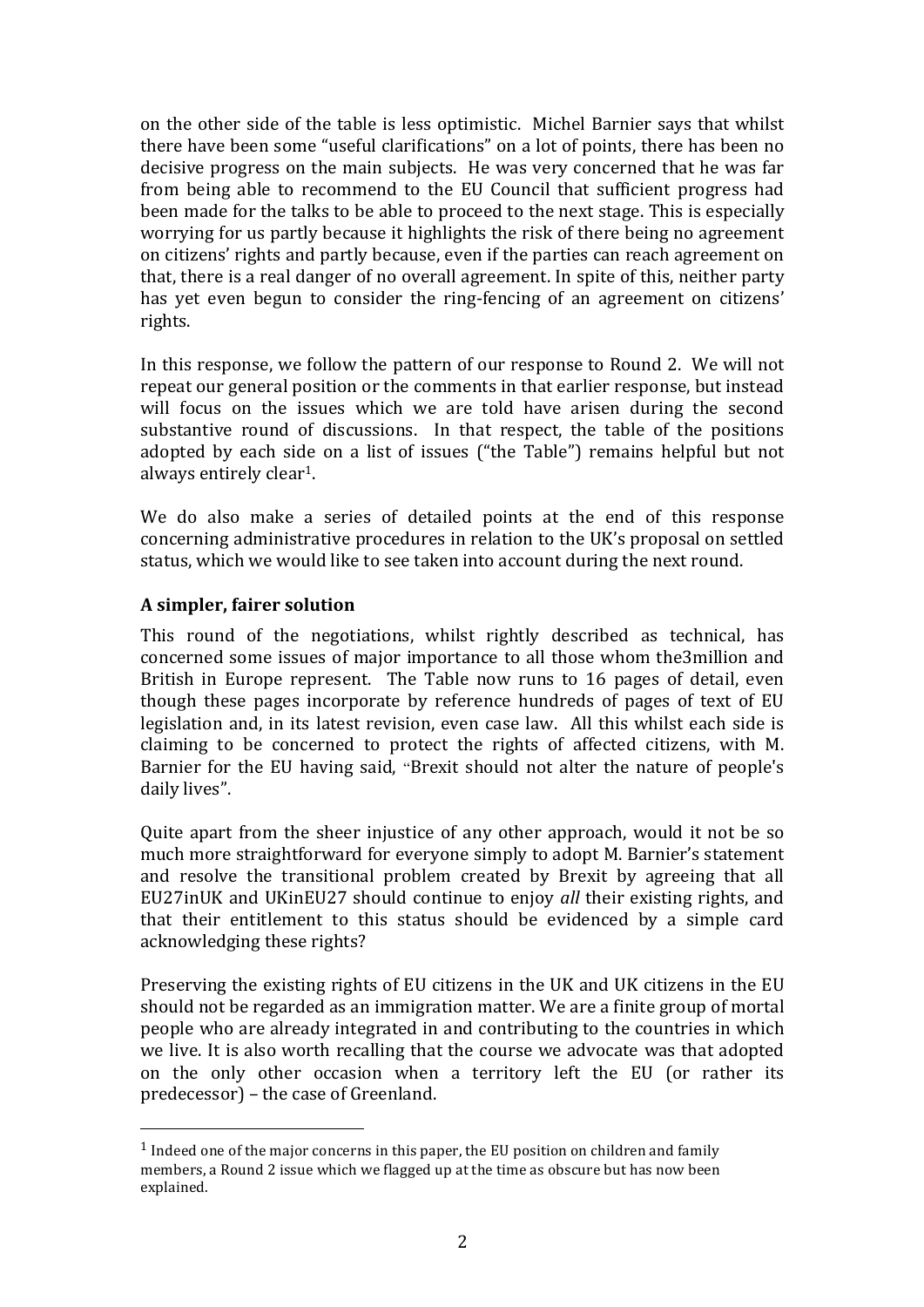on the other side of the table is less optimistic. Michel Barnier says that whilst there have been some "useful clarifications" on a lot of points, there has been no decisive progress on the main subjects. He was very concerned that he was far from being able to recommend to the EU Council that sufficient progress had been made for the talks to be able to proceed to the next stage. This is especially worrying for us partly because it highlights the risk of there being no agreement on citizens' rights and partly because, even if the parties can reach agreement on that, there is a real danger of no overall agreement. In spite of this, neither party has yet even begun to consider the ring-fencing of an agreement on citizens' rights.

In this response, we follow the pattern of our response to Round 2. We will not repeat our general position or the comments in that earlier response, but instead will focus on the issues which we are told have arisen during the second substantive round of discussions. In that respect, the table of the positions adopted by each side on a list of issues ("the Table") remains helpful but not always entirely clear[1].

We do also make a series of detailed points at the end of this response concerning administrative procedures in relation to the UK's proposal on settled status, which we would like to see taken into account during the next round.

### A simpler, fairer solution

This round of the negotiations, whilst rightly described as technical, has concerned some issues of major importance to all those whom the3million and British in Europe represent. The Table now runs to 16 pages of detail, even though these pages incorporate by reference hundreds of pages of text of EU legislation and, in its latest revision, even case law. All this whilst each side is claiming to be concerned to protect the rights of affected citizens, with M. Barnier for the EU having said, "Brexit should not alter the nature of people's daily lives".

Quite apart from the sheer injustice of any other approach, would it not be so much more straightforward for everyone simply to adopt M. Barnier's statement and resolve the transitional problem created by Brexit by agreeing that all EU27inUK and UKinEU27 should continue to enjoy *all* their existing rights, and that their entitlement to this status should be evidenced by a simple card acknowledging these rights?

Preserving the existing rights of EU citizens in the UK and UK citizens in the EU should not be regarded as an immigration matter. We are a finite group of mortal people who are already integrated in and contributing to the countries in which we live. It is also worth recalling that the course we advocate was that adopted on the only other occasion when a territory left the EU (or rather its predecessor) – the case of Greenland.

---

[1] Indeed one of the major concerns in this paper, the EU position on children and family members, a Round 2 issue which we flagged up at the time as obscure but has now been explained.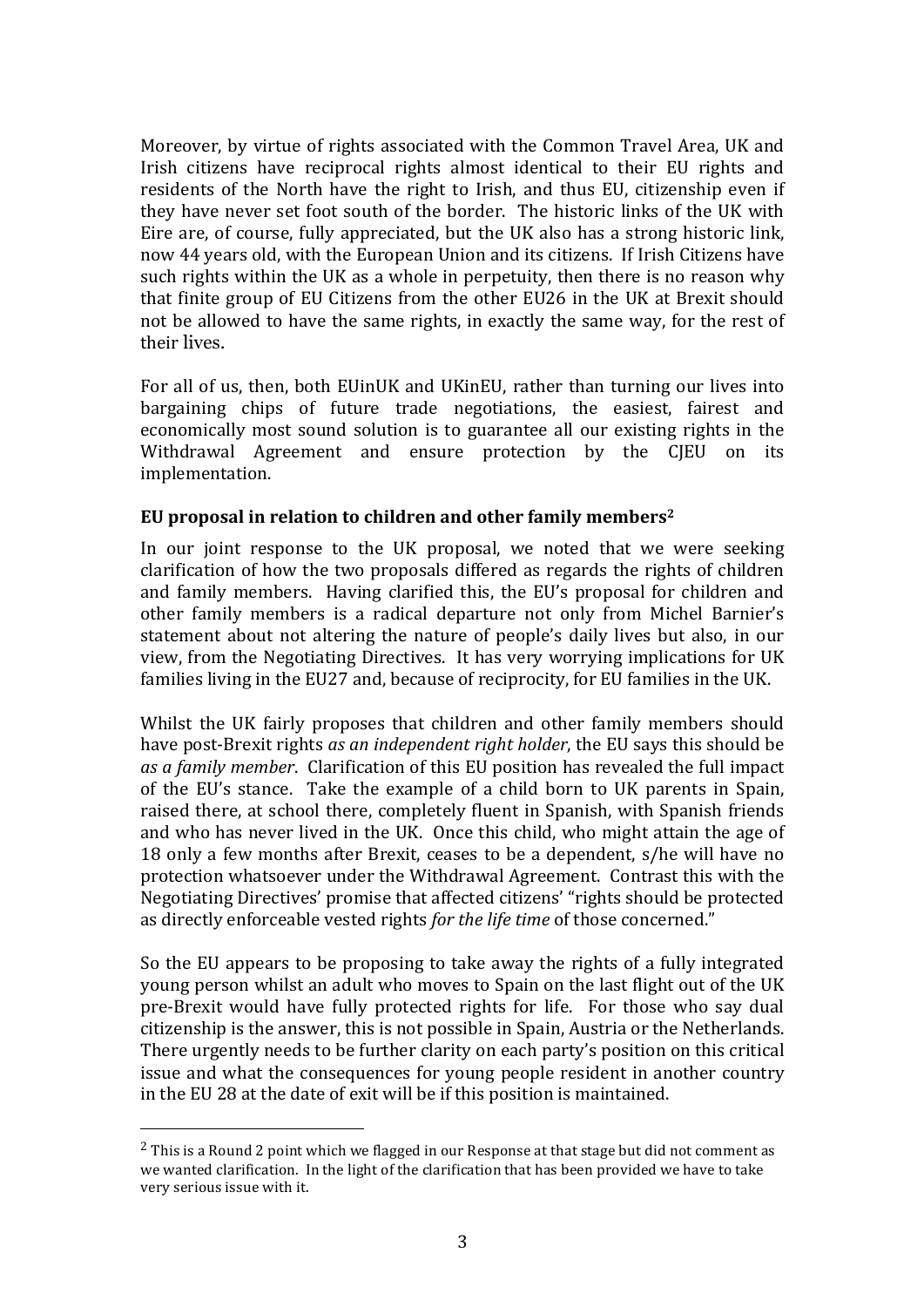Moreover, by virtue of rights associated with the Common Travel Area, UK and Irish citizens have reciprocal rights almost identical to their EU rights and residents of the North have the right to Irish, and thus EU, citizenship even if they have never set foot south of the border. The historic links of the UK with Eire are, of course, fully appreciated, but the UK also has a strong historic link, now 44 years old, with the European Union and its citizens. If Irish Citizens have such rights within the UK as a whole in perpetuity, then there is no reason why that finite group of EU Citizens from the other EU26 in the UK at Brexit should not be allowed to have the same rights, in exactly the same way, for the rest of their lives.

For all of us, then, both EUinUK and UKinEU, rather than turning our lives into bargaining chips of future trade negotiations, the easiest, fairest and economically most sound solution is to guarantee all our existing rights in the Withdrawal Agreement and ensure protection by the CJEU on its implementation.

**EU proposal in relation to children and other family members[2]**

In our joint response to the UK proposal, we noted that we were seeking clarification of how the two proposals differed as regards the rights of children and family members. Having clarified this, the EU's proposal for children and other family members is a radical departure not only from Michel Barnier's statement about not altering the nature of people's daily lives but also, in our view, from the Negotiating Directives. It has very worrying implications for UK families living in the EU27 and, because of reciprocity, for EU families in the UK.

Whilst the UK fairly proposes that children and other family members should have post-Brexit rights *as an independent right holder*, the EU says this should be *as a family member*. Clarification of this EU position has revealed the full impact of the EU's stance. Take the example of a child born to UK parents in Spain, raised there, at school there, completely fluent in Spanish, with Spanish friends and who has never lived in the UK. Once this child, who might attain the age of 18 only a few months after Brexit, ceases to be a dependent, s/he will have no protection whatsoever under the Withdrawal Agreement. Contrast this with the Negotiating Directives' promise that affected citizens' "rights should be protected as directly enforceable vested rights *for the life time* of those concerned."

So the EU appears to be proposing to take away the rights of a fully integrated young person whilst an adult who moves to Spain on the last flight out of the UK pre-Brexit would have fully protected rights for life. For those who say dual citizenship is the answer, this is not possible in Spain, Austria or the Netherlands. There urgently needs to be further clarity on each party's position on this critical issue and what the consequences for young people resident in another country in the EU 28 at the date of exit will be if this position is maintained.

[2] This is a Round 2 point which we flagged in our Response at that stage but did not comment as we wanted clarification. In the light of the clarification that has been provided we have to take very serious issue with it.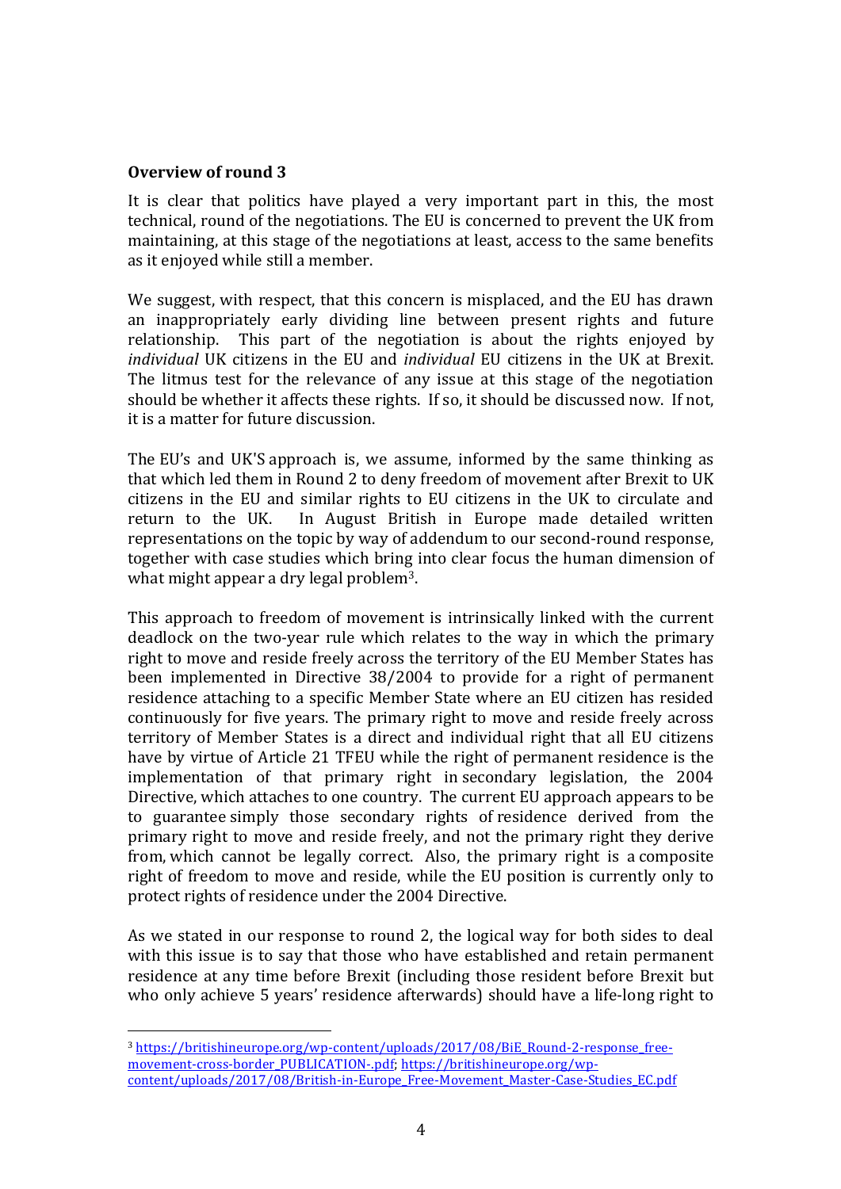**Overview of round 3**

It is clear that politics have played a very important part in this, the most technical, round of the negotiations. The EU is concerned to prevent the UK from maintaining, at this stage of the negotiations at least, access to the same benefits as it enjoyed while still a member.

We suggest, with respect, that this concern is misplaced, and the EU has drawn an inappropriately early dividing line between present rights and future relationship. This part of the negotiation is about the rights enjoyed by *individual* UK citizens in the EU and *individual* EU citizens in the UK at Brexit. The litmus test for the relevance of any issue at this stage of the negotiation should be whether it affects these rights. If so, it should be discussed now. If not, it is a matter for future discussion.

The EU's and UK'S approach is, we assume, informed by the same thinking as that which led them in Round 2 to deny freedom of movement after Brexit to UK citizens in the EU and similar rights to EU citizens in the UK to circulate and return to the UK. In August British in Europe made detailed written representations on the topic by way of addendum to our second-round response, together with case studies which bring into clear focus the human dimension of what might appear a dry legal problem[3].

This approach to freedom of movement is intrinsically linked with the current deadlock on the two-year rule which relates to the way in which the primary right to move and reside freely across the territory of the EU Member States has been implemented in Directive 38/2004 to provide for a right of permanent residence attaching to a specific Member State where an EU citizen has resided continuously for five years. The primary right to move and reside freely across territory of Member States is a direct and individual right that all EU citizens have by virtue of Article 21 TFEU while the right of permanent residence is the implementation of that primary right in secondary legislation, the 2004 Directive, which attaches to one country. The current EU approach appears to be to guarantee simply those secondary rights of residence derived from the primary right to move and reside freely, and not the primary right they derive from, which cannot be legally correct. Also, the primary right is a composite right of freedom to move and reside, while the EU position is currently only to protect rights of residence under the 2004 Directive.

As we stated in our response to round 2, the logical way for both sides to deal with this issue is to say that those who have established and retain permanent residence at any time before Brexit (including those resident before Brexit but who only achieve 5 years' residence afterwards) should have a life-long right to

---

[3] https://britishineurope.org/wp-content/uploads/2017/08/BiE_Round-2-response_free-movement-cross-border_PUBLICATION-.pdf; https://britishineurope.org/wp-content/uploads/2017/08/British-in-Europe_Free-Movement_Master-Case-Studies_EC.pdf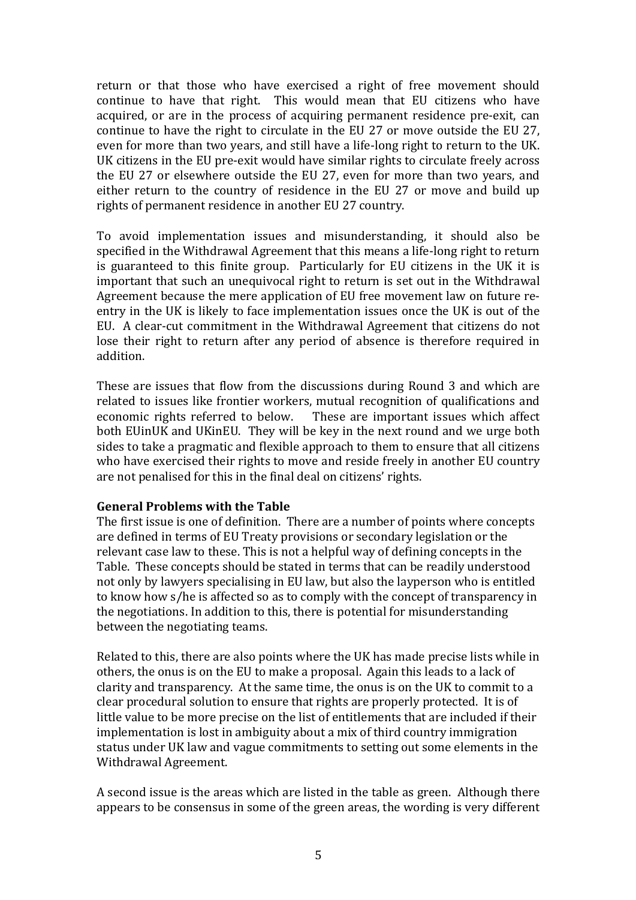return or that those who have exercised a right of free movement should continue to have that right. This would mean that EU citizens who have acquired, or are in the process of acquiring permanent residence pre-exit, can continue to have the right to circulate in the EU 27 or move outside the EU 27, even for more than two years, and still have a life-long right to return to the UK. UK citizens in the EU pre-exit would have similar rights to circulate freely across the EU 27 or elsewhere outside the EU 27, even for more than two years, and either return to the country of residence in the EU 27 or move and build up rights of permanent residence in another EU 27 country.

To avoid implementation issues and misunderstanding, it should also be specified in the Withdrawal Agreement that this means a life-long right to return is guaranteed to this finite group. Particularly for EU citizens in the UK it is important that such an unequivocal right to return is set out in the Withdrawal Agreement because the mere application of EU free movement law on future re-entry in the UK is likely to face implementation issues once the UK is out of the EU. A clear-cut commitment in the Withdrawal Agreement that citizens do not lose their right to return after any period of absence is therefore required in addition.

These are issues that flow from the discussions during Round 3 and which are related to issues like frontier workers, mutual recognition of qualifications and economic rights referred to below. These are important issues which affect both EUinUK and UKinEU. They will be key in the next round and we urge both sides to take a pragmatic and flexible approach to them to ensure that all citizens who have exercised their rights to move and reside freely in another EU country are not penalised for this in the final deal on citizens' rights.

**General Problems with the Table**

The first issue is one of definition. There are a number of points where concepts are defined in terms of EU Treaty provisions or secondary legislation or the relevant case law to these. This is not a helpful way of defining concepts in the Table. These concepts should be stated in terms that can be readily understood not only by lawyers specialising in EU law, but also the layperson who is entitled to know how s/he is affected so as to comply with the concept of transparency in the negotiations. In addition to this, there is potential for misunderstanding between the negotiating teams.

Related to this, there are also points where the UK has made precise lists while in others, the onus is on the EU to make a proposal. Again this leads to a lack of clarity and transparency. At the same time, the onus is on the UK to commit to a clear procedural solution to ensure that rights are properly protected. It is of little value to be more precise on the list of entitlements that are included if their implementation is lost in ambiguity about a mix of third country immigration status under UK law and vague commitments to setting out some elements in the Withdrawal Agreement.

A second issue is the areas which are listed in the table as green. Although there appears to be consensus in some of the green areas, the wording is very different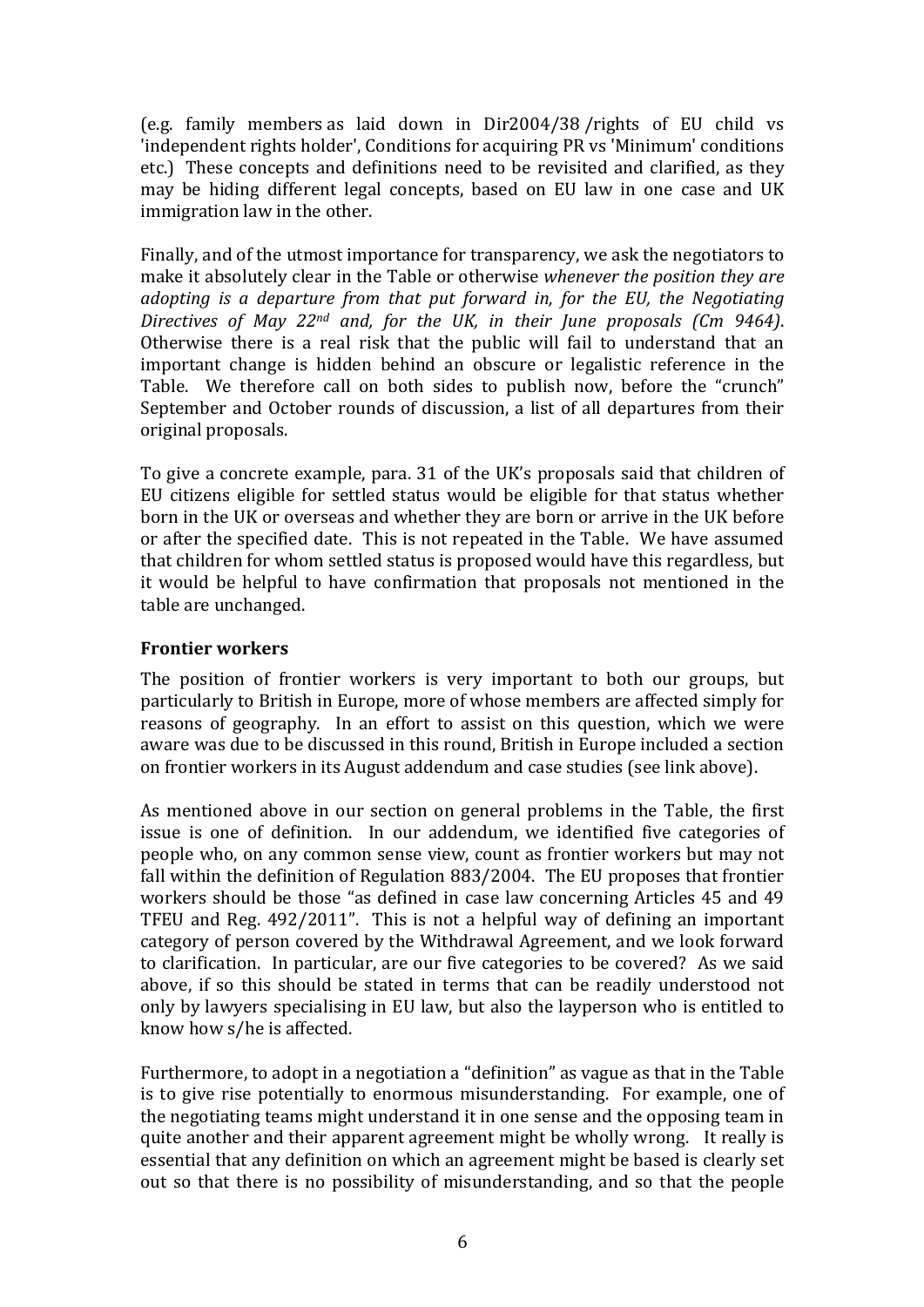(e.g. family members as laid down in Dir2004/38 /rights of EU child vs 'independent rights holder', Conditions for acquiring PR vs 'Minimum' conditions etc.) These concepts and definitions need to be revisited and clarified, as they may be hiding different legal concepts, based on EU law in one case and UK immigration law in the other.

Finally, and of the utmost importance for transparency, we ask the negotiators to make it absolutely clear in the Table or otherwise *whenever the position they are adopting is a departure from that put forward in, for the EU, the Negotiating Directives of May 22nd and, for the UK, in their June proposals (Cm 9464)*. Otherwise there is a real risk that the public will fail to understand that an important change is hidden behind an obscure or legalistic reference in the Table. We therefore call on both sides to publish now, before the "crunch" September and October rounds of discussion, a list of all departures from their original proposals.

To give a concrete example, para. 31 of the UK's proposals said that children of EU citizens eligible for settled status would be eligible for that status whether born in the UK or overseas and whether they are born or arrive in the UK before or after the specified date. This is not repeated in the Table. We have assumed that children for whom settled status is proposed would have this regardless, but it would be helpful to have confirmation that proposals not mentioned in the table are unchanged.

**Frontier workers**

The position of frontier workers is very important to both our groups, but particularly to British in Europe, more of whose members are affected simply for reasons of geography. In an effort to assist on this question, which we were aware was due to be discussed in this round, British in Europe included a section on frontier workers in its August addendum and case studies (see link above).

As mentioned above in our section on general problems in the Table, the first issue is one of definition. In our addendum, we identified five categories of people who, on any common sense view, count as frontier workers but may not fall within the definition of Regulation 883/2004. The EU proposes that frontier workers should be those "as defined in case law concerning Articles 45 and 49 TFEU and Reg. 492/2011". This is not a helpful way of defining an important category of person covered by the Withdrawal Agreement, and we look forward to clarification. In particular, are our five categories to be covered? As we said above, if so this should be stated in terms that can be readily understood not only by lawyers specialising in EU law, but also the layperson who is entitled to know how s/he is affected.

Furthermore, to adopt in a negotiation a "definition" as vague as that in the Table is to give rise potentially to enormous misunderstanding. For example, one of the negotiating teams might understand it in one sense and the opposing team in quite another and their apparent agreement might be wholly wrong. It really is essential that any definition on which an agreement might be based is clearly set out so that there is no possibility of misunderstanding, and so that the people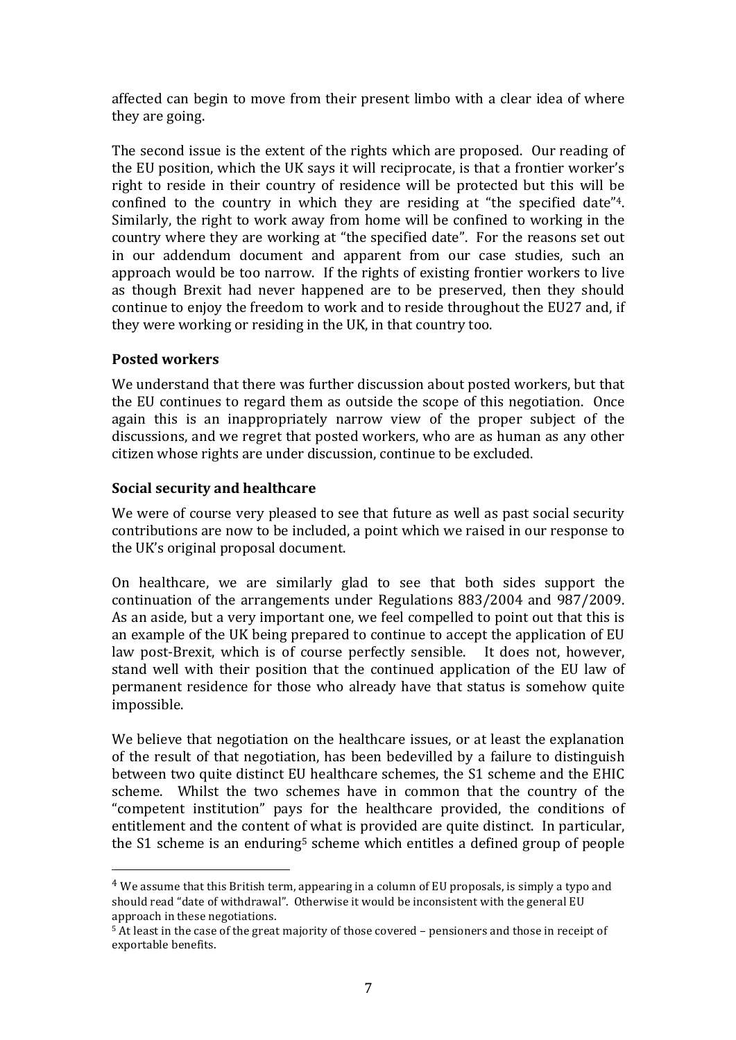affected can begin to move from their present limbo with a clear idea of where they are going.

The second issue is the extent of the rights which are proposed. Our reading of the EU position, which the UK says it will reciprocate, is that a frontier worker's right to reside in their country of residence will be protected but this will be confined to the country in which they are residing at "the specified date"[4]. Similarly, the right to work away from home will be confined to working in the country where they are working at "the specified date". For the reasons set out in our addendum document and apparent from our case studies, such an approach would be too narrow. If the rights of existing frontier workers to live as though Brexit had never happened are to be preserved, then they should continue to enjoy the freedom to work and to reside throughout the EU27 and, if they were working or residing in the UK, in that country too.

**Posted workers**

We understand that there was further discussion about posted workers, but that the EU continues to regard them as outside the scope of this negotiation. Once again this is an inappropriately narrow view of the proper subject of the discussions, and we regret that posted workers, who are as human as any other citizen whose rights are under discussion, continue to be excluded.

**Social security and healthcare**

We were of course very pleased to see that future as well as past social security contributions are now to be included, a point which we raised in our response to the UK's original proposal document.

On healthcare, we are similarly glad to see that both sides support the continuation of the arrangements under Regulations 883/2004 and 987/2009. As an aside, but a very important one, we feel compelled to point out that this is an example of the UK being prepared to continue to accept the application of EU law post-Brexit, which is of course perfectly sensible. It does not, however, stand well with their position that the continued application of the EU law of permanent residence for those who already have that status is somehow quite impossible.

We believe that negotiation on the healthcare issues, or at least the explanation of the result of that negotiation, has been bedevilled by a failure to distinguish between two quite distinct EU healthcare schemes, the S1 scheme and the EHIC scheme. Whilst the two schemes have in common that the country of the "competent institution" pays for the healthcare provided, the conditions of entitlement and the content of what is provided are quite distinct. In particular, the S1 scheme is an enduring[5] scheme which entitles a defined group of people

---

[4] We assume that this British term, appearing in a column of EU proposals, is simply a typo and should read "date of withdrawal". Otherwise it would be inconsistent with the general EU approach in these negotiations.

[5] At least in the case of the great majority of those covered – pensioners and those in receipt of exportable benefits.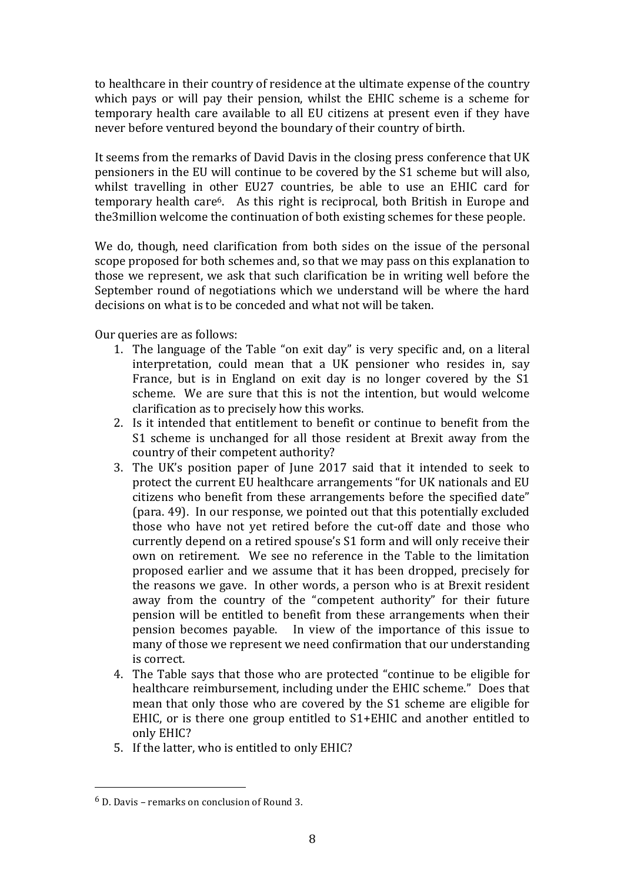to healthcare in their country of residence at the ultimate expense of the country which pays or will pay their pension, whilst the EHIC scheme is a scheme for temporary health care available to all EU citizens at present even if they have never before ventured beyond the boundary of their country of birth.

It seems from the remarks of David Davis in the closing press conference that UK pensioners in the EU will continue to be covered by the S1 scheme but will also, whilst travelling in other EU27 countries, be able to use an EHIC card for temporary health care[6]. As this right is reciprocal, both British in Europe and the3million welcome the continuation of both existing schemes for these people.

We do, though, need clarification from both sides on the issue of the personal scope proposed for both schemes and, so that we may pass on this explanation to those we represent, we ask that such clarification be in writing well before the September round of negotiations which we understand will be where the hard decisions on what is to be conceded and what not will be taken.

Our queries are as follows:

1. The language of the Table "on exit day" is very specific and, on a literal interpretation, could mean that a UK pensioner who resides in, say France, but is in England on exit day is no longer covered by the S1 scheme. We are sure that this is not the intention, but would welcome clarification as to precisely how this works.
2. Is it intended that entitlement to benefit or continue to benefit from the S1 scheme is unchanged for all those resident at Brexit away from the country of their competent authority?
3. The UK's position paper of June 2017 said that it intended to seek to protect the current EU healthcare arrangements "for UK nationals and EU citizens who benefit from these arrangements before the specified date" (para. 49). In our response, we pointed out that this potentially excluded those who have not yet retired before the cut-off date and those who currently depend on a retired spouse's S1 form and will only receive their own on retirement. We see no reference in the Table to the limitation proposed earlier and we assume that it has been dropped, precisely for the reasons we gave. In other words, a person who is at Brexit resident away from the country of the "competent authority" for their future pension will be entitled to benefit from these arrangements when their pension becomes payable. In view of the importance of this issue to many of those we represent we need confirmation that our understanding is correct.
4. The Table says that those who are protected "continue to be eligible for healthcare reimbursement, including under the EHIC scheme." Does that mean that only those who are covered by the S1 scheme are eligible for EHIC, or is there one group entitled to S1+EHIC and another entitled to only EHIC?
5. If the latter, who is entitled to only EHIC?

[6] D. Davis – remarks on conclusion of Round 3.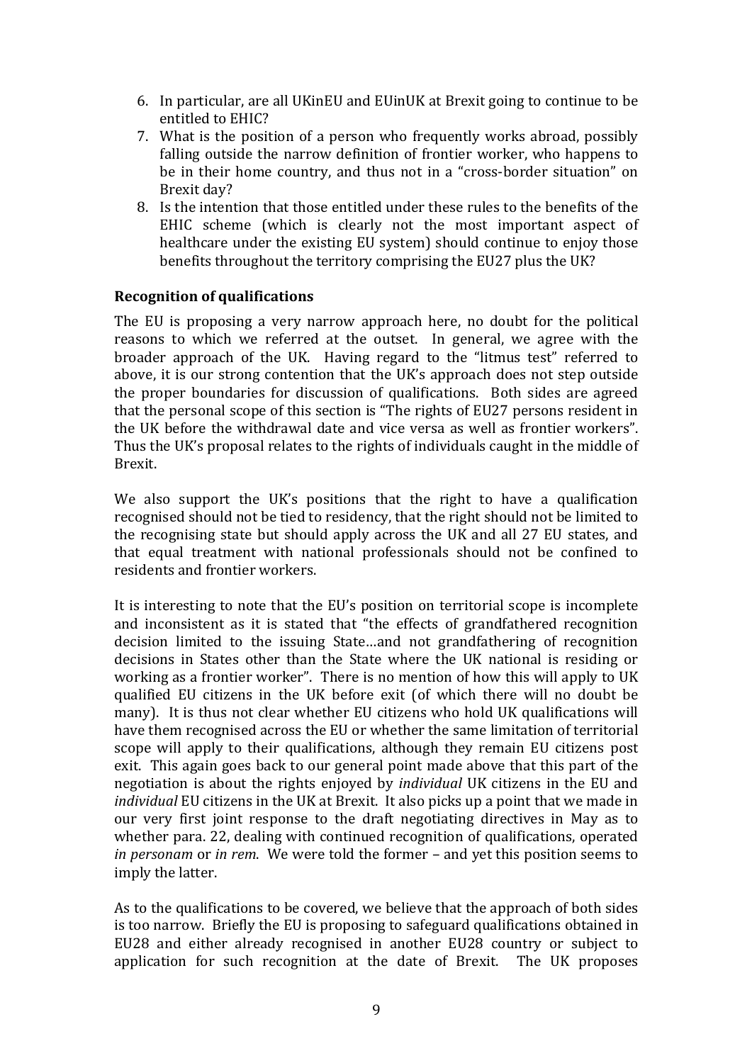6. In particular, are all UKinEU and EUinUK at Brexit going to continue to be entitled to EHIC?
7. What is the position of a person who frequently works abroad, possibly falling outside the narrow definition of frontier worker, who happens to be in their home country, and thus not in a "cross-border situation" on Brexit day?
8. Is the intention that those entitled under these rules to the benefits of the EHIC scheme (which is clearly not the most important aspect of healthcare under the existing EU system) should continue to enjoy those benefits throughout the territory comprising the EU27 plus the UK?

**Recognition of qualifications**

The EU is proposing a very narrow approach here, no doubt for the political reasons to which we referred at the outset. In general, we agree with the broader approach of the UK. Having regard to the "litmus test" referred to above, it is our strong contention that the UK's approach does not step outside the proper boundaries for discussion of qualifications. Both sides are agreed that the personal scope of this section is "The rights of EU27 persons resident in the UK before the withdrawal date and vice versa as well as frontier workers". Thus the UK's proposal relates to the rights of individuals caught in the middle of Brexit.

We also support the UK's positions that the right to have a qualification recognised should not be tied to residency, that the right should not be limited to the recognising state but should apply across the UK and all 27 EU states, and that equal treatment with national professionals should not be confined to residents and frontier workers.

It is interesting to note that the EU's position on territorial scope is incomplete and inconsistent as it is stated that "the effects of grandfathered recognition decision limited to the issuing State…and not grandfathering of recognition decisions in States other than the State where the UK national is residing or working as a frontier worker". There is no mention of how this will apply to UK qualified EU citizens in the UK before exit (of which there will no doubt be many). It is thus not clear whether EU citizens who hold UK qualifications will have them recognised across the EU or whether the same limitation of territorial scope will apply to their qualifications, although they remain EU citizens post exit. This again goes back to our general point made above that this part of the negotiation is about the rights enjoyed by *individual* UK citizens in the EU and *individual* EU citizens in the UK at Brexit. It also picks up a point that we made in our very first joint response to the draft negotiating directives in May as to whether para. 22, dealing with continued recognition of qualifications, operated *in personam* or *in rem*. We were told the former – and yet this position seems to imply the latter.

As to the qualifications to be covered, we believe that the approach of both sides is too narrow. Briefly the EU is proposing to safeguard qualifications obtained in EU28 and either already recognised in another EU28 country or subject to application for such recognition at the date of Brexit. The UK proposes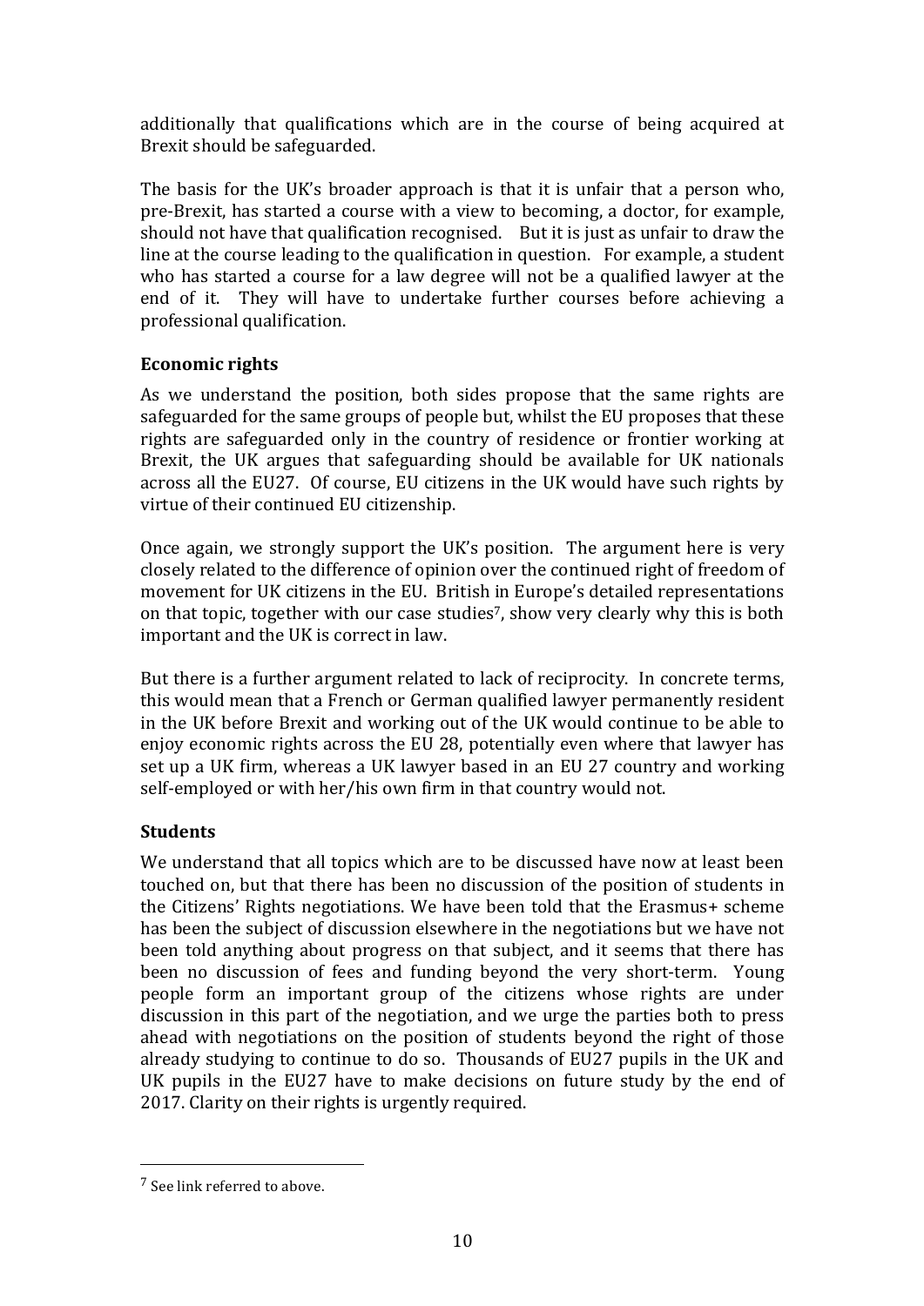additionally that qualifications which are in the course of being acquired at Brexit should be safeguarded.

The basis for the UK's broader approach is that it is unfair that a person who, pre-Brexit, has started a course with a view to becoming, a doctor, for example, should not have that qualification recognised. But it is just as unfair to draw the line at the course leading to the qualification in question. For example, a student who has started a course for a law degree will not be a qualified lawyer at the end of it. They will have to undertake further courses before achieving a professional qualification.

**Economic rights**

As we understand the position, both sides propose that the same rights are safeguarded for the same groups of people but, whilst the EU proposes that these rights are safeguarded only in the country of residence or frontier working at Brexit, the UK argues that safeguarding should be available for UK nationals across all the EU27. Of course, EU citizens in the UK would have such rights by virtue of their continued EU citizenship.

Once again, we strongly support the UK's position. The argument here is very closely related to the difference of opinion over the continued right of freedom of movement for UK citizens in the EU. British in Europe's detailed representations on that topic, together with our case studies[7], show very clearly why this is both important and the UK is correct in law.

But there is a further argument related to lack of reciprocity. In concrete terms, this would mean that a French or German qualified lawyer permanently resident in the UK before Brexit and working out of the UK would continue to be able to enjoy economic rights across the EU 28, potentially even where that lawyer has set up a UK firm, whereas a UK lawyer based in an EU 27 country and working self-employed or with her/his own firm in that country would not.

**Students**

We understand that all topics which are to be discussed have now at least been touched on, but that there has been no discussion of the position of students in the Citizens' Rights negotiations. We have been told that the Erasmus+ scheme has been the subject of discussion elsewhere in the negotiations but we have not been told anything about progress on that subject, and it seems that there has been no discussion of fees and funding beyond the very short-term. Young people form an important group of the citizens whose rights are under discussion in this part of the negotiation, and we urge the parties both to press ahead with negotiations on the position of students beyond the right of those already studying to continue to do so. Thousands of EU27 pupils in the UK and UK pupils in the EU27 have to make decisions on future study by the end of 2017. Clarity on their rights is urgently required.

---

[7] See link referred to above.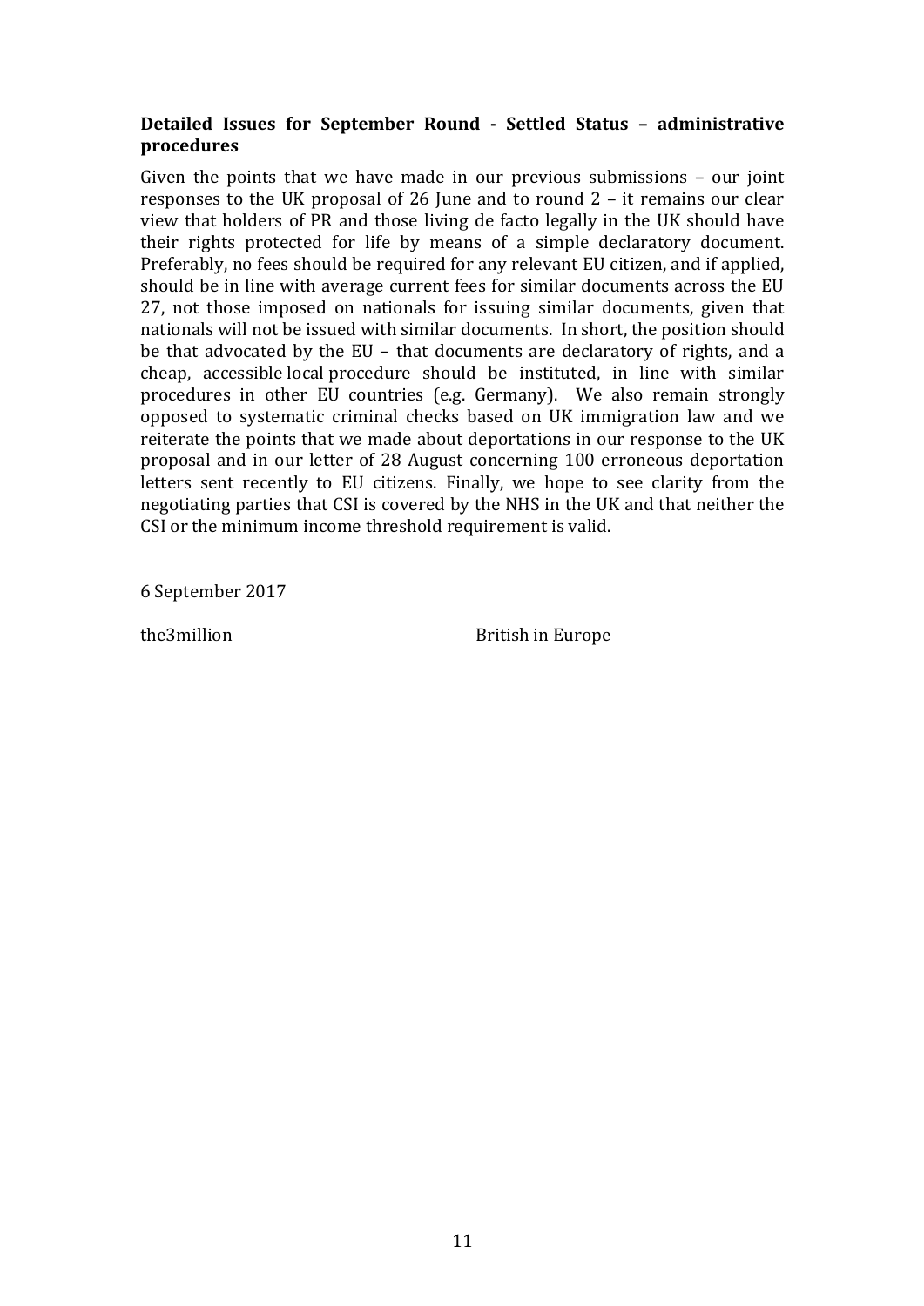**Detailed Issues for September Round - Settled Status – administrative procedures**

Given the points that we have made in our previous submissions – our joint responses to the UK proposal of 26 June and to round 2 – it remains our clear view that holders of PR and those living de facto legally in the UK should have their rights protected for life by means of a simple declaratory document. Preferably, no fees should be required for any relevant EU citizen, and if applied, should be in line with average current fees for similar documents across the EU 27, not those imposed on nationals for issuing similar documents, given that nationals will not be issued with similar documents. In short, the position should be that advocated by the EU – that documents are declaratory of rights, and a cheap, accessible local procedure should be instituted, in line with similar procedures in other EU countries (e.g. Germany). We also remain strongly opposed to systematic criminal checks based on UK immigration law and we reiterate the points that we made about deportations in our response to the UK proposal and in our letter of 28 August concerning 100 erroneous deportation letters sent recently to EU citizens. Finally, we hope to see clarity from the negotiating parties that CSI is covered by the NHS in the UK and that neither the CSI or the minimum income threshold requirement is valid.

6 September 2017

the3million British in Europe